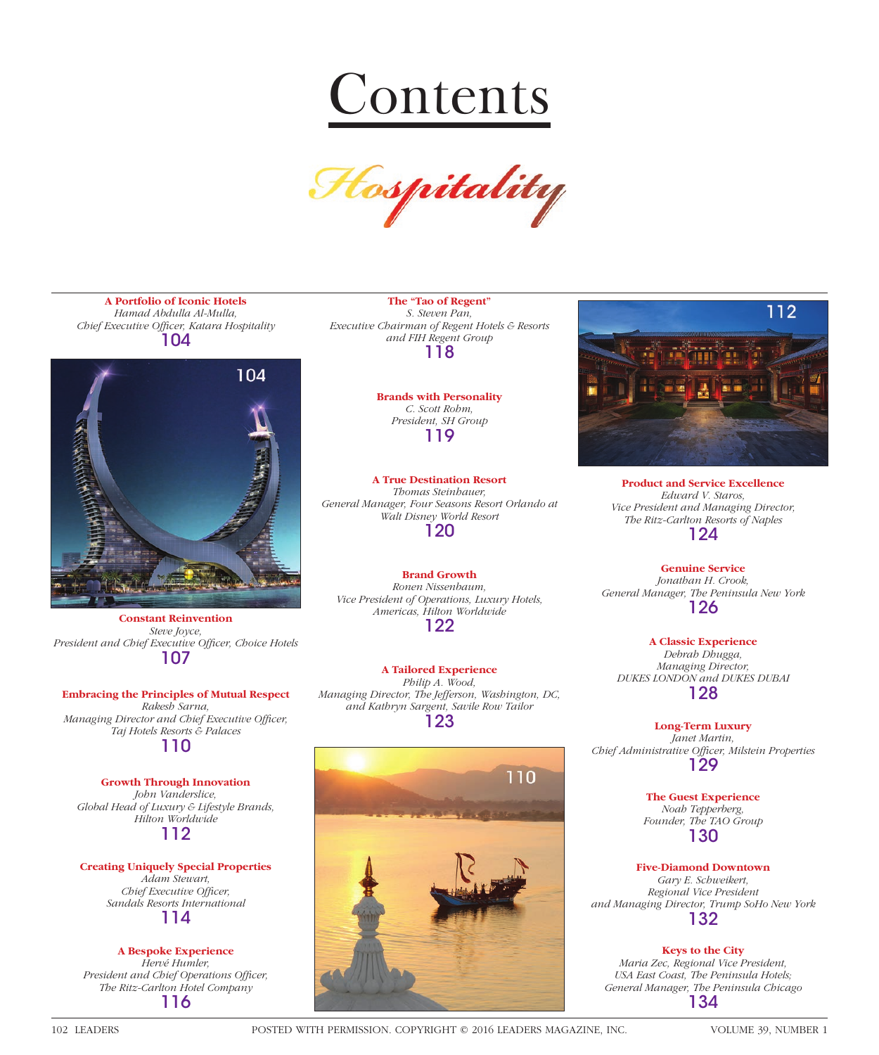# Contents

## Hospitality

**A Portfolio of Iconic Hotels**
*Hamad Abdulla Al-Mulla,*
*Chief Executive Officer, Katara Hospitality*
104

**Constant Reinvention**
*Steve Joyce,*
*President and Chief Executive Officer, Choice Hotels*
107

**Embracing the Principles of Mutual Respect**
*Rakesh Sarna,*
*Managing Director and Chief Executive Officer,*
*Taj Hotels Resorts & Palaces*
110

**Growth Through Innovation**
*John Vanderslice,*
*Global Head of Luxury & Lifestyle Brands,*
*Hilton Worldwide*
112

**Creating Uniquely Special Properties**
*Adam Stewart,*
*Chief Executive Officer,*
*Sandals Resorts International*
114

**A Bespoke Experience**
*Hervé Humler,*
*President and Chief Operations Officer,*
*The Ritz-Carlton Hotel Company*
116

**The "Tao of Regent"**
*S. Steven Pan,*
*Executive Chairman of Regent Hotels & Resorts*
*and FIH Regent Group*
118

**Brands with Personality**
*C. Scott Rohm,*
*President, SH Group*
119

**A True Destination Resort**
*Thomas Steinhauer,*
*General Manager, Four Seasons Resort Orlando at*
*Walt Disney World Resort*
120

**Brand Growth**
*Ronen Nissenbaum,*
*Vice President of Operations, Luxury Hotels,*
*Americas, Hilton Worldwide*
122

**A Tailored Experience**
*Philip A. Wood,*
*Managing Director, The Jefferson, Washington, DC,*
*and Kathryn Sargent, Savile Row Tailor*
123

**Product and Service Excellence**
*Edward V. Staros,*
*Vice President and Managing Director,*
*The Ritz-Carlton Resorts of Naples*
124

**Genuine Service**
*Jonathan H. Crook,*
*General Manager, The Peninsula New York*
126

**A Classic Experience**
*Debrah Dhugga,*
*Managing Director,*
*DUKES LONDON and DUKES DUBAI*
128

**Long-Term Luxury**
*Janet Martin,*
*Chief Administrative Officer, Milstein Properties*
129

**The Guest Experience**
*Noah Tepperberg,*
*Founder, The TAO Group*
130

**Five-Diamond Downtown**
*Gary E. Schweikert,*
*Regional Vice President*
*and Managing Director, Trump SoHo New York*
132

**Keys to the City**
*Maria Zec, Regional Vice President,*
*USA East Coast, The Peninsula Hotels;*
*General Manager, The Peninsula Chicago*
134

POSTED WITH PERMISSION. COPYRIGHT © 2016 LEADERS MAGAZINE, INC.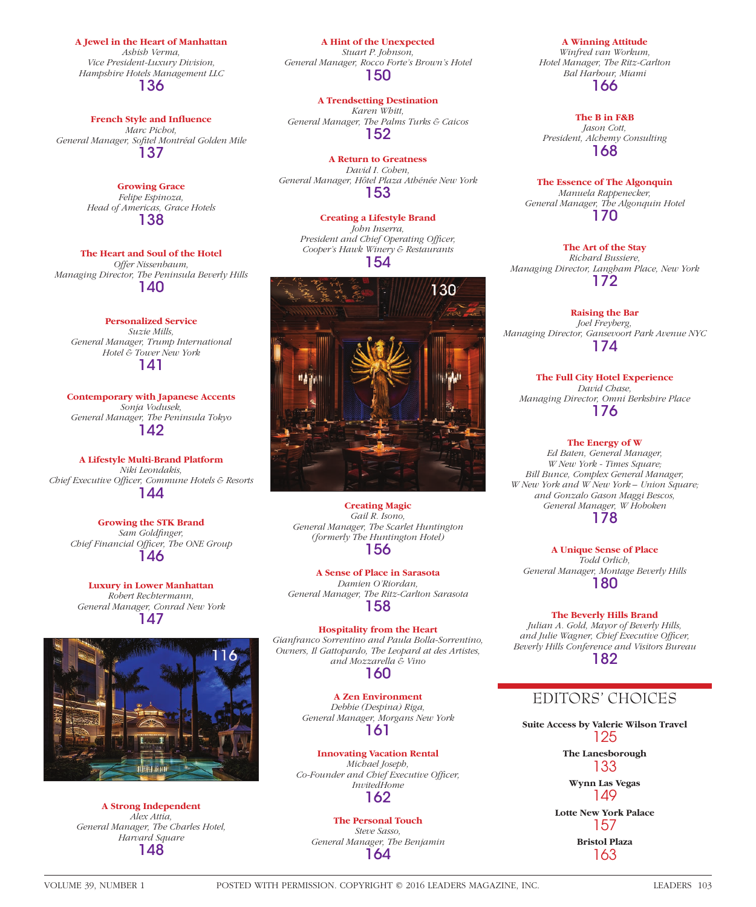**A Jewel in the Heart of Manhattan**
*Ashish Verma,*
*Vice President-Luxury Division,*
*Hampshire Hotels Management LLC*
136

**French Style and Influence**
*Marc Pichot,*
*General Manager, Sofitel Montréal Golden Mile*
137

**Growing Grace**
*Felipe Espinoza,*
*Head of Americas, Grace Hotels*
138

**The Heart and Soul of the Hotel**
*Offer Nissenbaum,*
*Managing Director, The Peninsula Beverly Hills*
140

**Personalized Service**
*Suzie Mills,*
*General Manager, Trump International*
*Hotel & Tower New York*
141

**Contemporary with Japanese Accents**
*Sonja Vodusek,*
*General Manager, The Peninsula Tokyo*
142

**A Lifestyle Multi-Brand Platform**
*Niki Leondakis,*
*Chief Executive Officer, Commune Hotels & Resorts*
144

**Growing the STK Brand**
*Sam Goldfinger,*
*Chief Financial Officer, The ONE Group*
146

**Luxury in Lower Manhattan**
*Robert Rechtermann,*
*General Manager, Conrad New York*
147

116

**A Strong Independent**
*Alex Attia,*
*General Manager, The Charles Hotel,*
*Harvard Square*
148

**A Hint of the Unexpected**
*Stuart P. Johnson,*
*General Manager, Rocco Forte's Brown's Hotel*
150

**A Trendsetting Destination**
*Karen Whitt,*
*General Manager, The Palms Turks & Caicos*
152

**A Return to Greatness**
*David I. Cohen,*
*General Manager, Hôtel Plaza Athénée New York*
153

**Creating a Lifestyle Brand**
*John Inserra,*
*President and Chief Operating Officer,*
*Cooper's Hawk Winery & Restaurants*
154

130

**Creating Magic**
*Gail R. Isono,*
*General Manager, The Scarlet Huntington*
*(formerly The Huntington Hotel)*
156

**A Sense of Place in Sarasota**
*Damien O'Riordan,*
*General Manager, The Ritz-Carlton Sarasota*
158

**Hospitality from the Heart**
*Gianfranco Sorrentino and Paula Bolla-Sorrentino,*
*Owners, Il Gattopardo, The Leopard at des Artistes,*
*and Mozzarella & Vino*
160

**A Zen Environment**
*Debbie (Despina) Riga,*
*General Manager, Morgans New York*
161

**Innovating Vacation Rental**
*Michael Joseph,*
*Co-Founder and Chief Executive Officer,*
*InvitedHome*
162

**The Personal Touch**
*Steve Sasso,*
*General Manager, The Benjamin*
164

**A Winning Attitude**
*Winfred van Workum,*
*Hotel Manager, The Ritz-Carlton*
*Bal Harbour, Miami*
166

**The B in F&B**
*Jason Cott,*
*President, Alchemy Consulting*
168

**The Essence of The Algonquin**
*Manuela Rappenecker,*
*General Manager, The Algonquin Hotel*
170

**The Art of the Stay**
*Richard Bussiere,*
*Managing Director, Langham Place, New York*
172

**Raising the Bar**
*Joel Freyberg,*
*Managing Director, Gansevoort Park Avenue NYC*
174

**The Full City Hotel Experience**
*David Chase,*
*Managing Director, Omni Berkshire Place*
176

**The Energy of W**
*Ed Baten, General Manager,*
*W New York - Times Square;*
*Bill Bunce, Complex General Manager,*
*W New York and W New York – Union Square;*
*and Gonzalo Gason Maggi Bescos,*
*General Manager, W Hoboken*
178

**A Unique Sense of Place**
*Todd Orlich,*
*General Manager, Montage Beverly Hills*
180

**The Beverly Hills Brand**
*Julian A. Gold, Mayor of Beverly Hills,*
*and Julie Wagner, Chief Executive Officer,*
*Beverly Hills Conference and Visitors Bureau*
182

## EDITORS' CHOICES

**Suite Access by Valerie Wilson Travel**
125

**The Lanesborough**
133

**Wynn Las Vegas**
149

**Lotte New York Palace**
157

**Bristol Plaza**
163

POSTED WITH PERMISSION. COPYRIGHT © 2016 LEADERS MAGAZINE, INC.